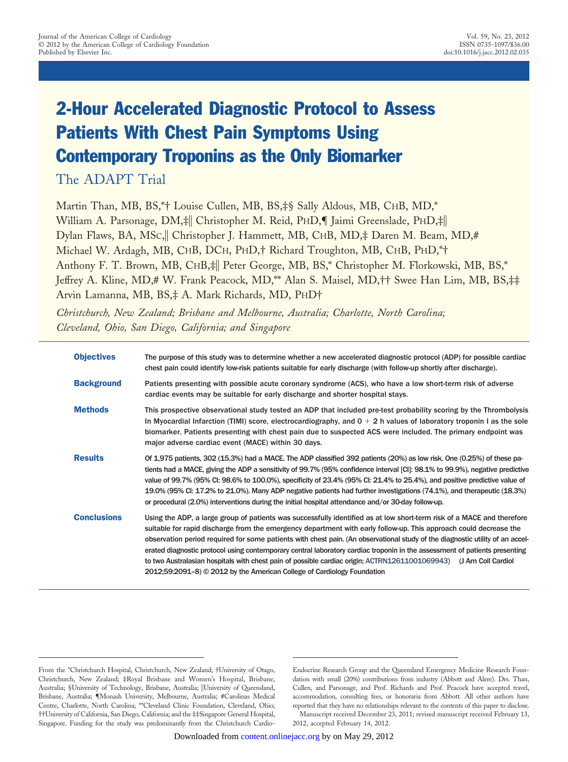# 2-Hour Accelerated Diagnostic Protocol to Assess Patients With Chest Pain Symptoms Using Contemporary Troponins as the Only Biomarker

## The ADAPT Trial

Martin Than, MB, BS,*† Louise Cullen, MB, BS,‡§ Sally Aldous, MB, ChB, MD,* William A. Parsonage, DM,‡|| Christopher M. Reid, PhD,¶ Jaimi Greenslade, PhD,‡|| Dylan Flaws, BA, MSc,|| Christopher J. Hammett, MB, ChB, MD,‡ Daren M. Beam, MD,# Michael W. Ardagh, MB, ChB, DCh, PhD,† Richard Troughton, MB, ChB, PhD,*† Anthony F. T. Brown, MB, ChB,‡|| Peter George, MB, BS,* Christopher M. Florkowski, MB, BS,* Jeffrey A. Kline, MD,# W. Frank Peacock, MD,** Alan S. Maisel, MD,†† Swee Han Lim, MB, BS,‡‡ Arvin Lamanna, MB, BS,‡ A. Mark Richards, MD, PhD†

*Christchurch, New Zealand; Brisbane and Melbourne, Australia; Charlotte, North Carolina; Cleveland, Ohio, San Diego, California; and Singapore*

**Objectives** The purpose of this study was to determine whether a new accelerated diagnostic protocol (ADP) for possible cardiac chest pain could identify low-risk patients suitable for early discharge (with follow-up shortly after discharge).

**Background** Patients presenting with possible acute coronary syndrome (ACS), who have a low short-term risk of adverse cardiac events may be suitable for early discharge and shorter hospital stays.

**Methods** This prospective observational study tested an ADP that included pre-test probability scoring by the Thrombolysis In Myocardial Infarction (TIMI) score, electrocardiography, and 0 + 2 h values of laboratory troponin I as the sole biomarker. Patients presenting with chest pain due to suspected ACS were included. The primary endpoint was major adverse cardiac event (MACE) within 30 days.

**Results** Of 1,975 patients, 302 (15.3%) had a MACE. The ADP classified 392 patients (20%) as low risk. One (0.25%) of these patients had a MACE, giving the ADP a sensitivity of 99.7% (95% confidence interval [CI]: 98.1% to 99.9%), negative predictive value of 99.7% (95% CI: 98.6% to 100.0%), specificity of 23.4% (95% CI: 21.4% to 25.4%), and positive predictive value of 19.0% (95% CI: 17.2% to 21.0%). Many ADP negative patients had further investigations (74.1%), and therapeutic (18.3%) or procedural (2.0%) interventions during the initial hospital attendance and/or 30-day follow-up.

**Conclusions** Using the ADP, a large group of patients was successfully identified as at low short-term risk of a MACE and therefore suitable for rapid discharge from the emergency department with early follow-up. This approach could decrease the observation period required for some patients with chest pain. (An observational study of the diagnostic utility of an accelerated diagnostic protocol using contemporary central laboratory cardiac troponin in the assessment of patients presenting to two Australasian hospitals with chest pain of possible cardiac origin; ACTRN12611001069943) (J Am Coll Cardiol 2012;59:2091–8) © 2012 by the American College of Cardiology Foundation

---

From the *Christchurch Hospital, Christchurch, New Zealand; †University of Otago, Christchurch, New Zealand; ‡Royal Brisbane and Women's Hospital, Brisbane, Australia; §University of Technology, Brisbane, Australia; ||University of Queensland, Brisbane, Australia; ¶Monash University, Melbourne, Australia; #Carolinas Medical Centre, Charlotte, North Carolina; **Cleveland Clinic Foundation, Cleveland, Ohio; ††University of California, San Diego, California; and the ‡‡Singapore General Hospital, Singapore. Funding for the study was predominantly from the Christchurch Cardio-Endocrine Research Group and the Queensland Emergency Medicine Research Foundation with small (20%) contributions from industry (Abbott and Alere). Drs. Than, Cullen, and Parsonage, and Prof. Richards and Prof. Peacock have accepted travel, accommodation, consulting fees, or honoraria from Abbott. All other authors have reported that they have no relationships relevant to the contents of this paper to disclose.

Manuscript received December 23, 2011; revised manuscript received February 13, 2012, accepted February 14, 2012.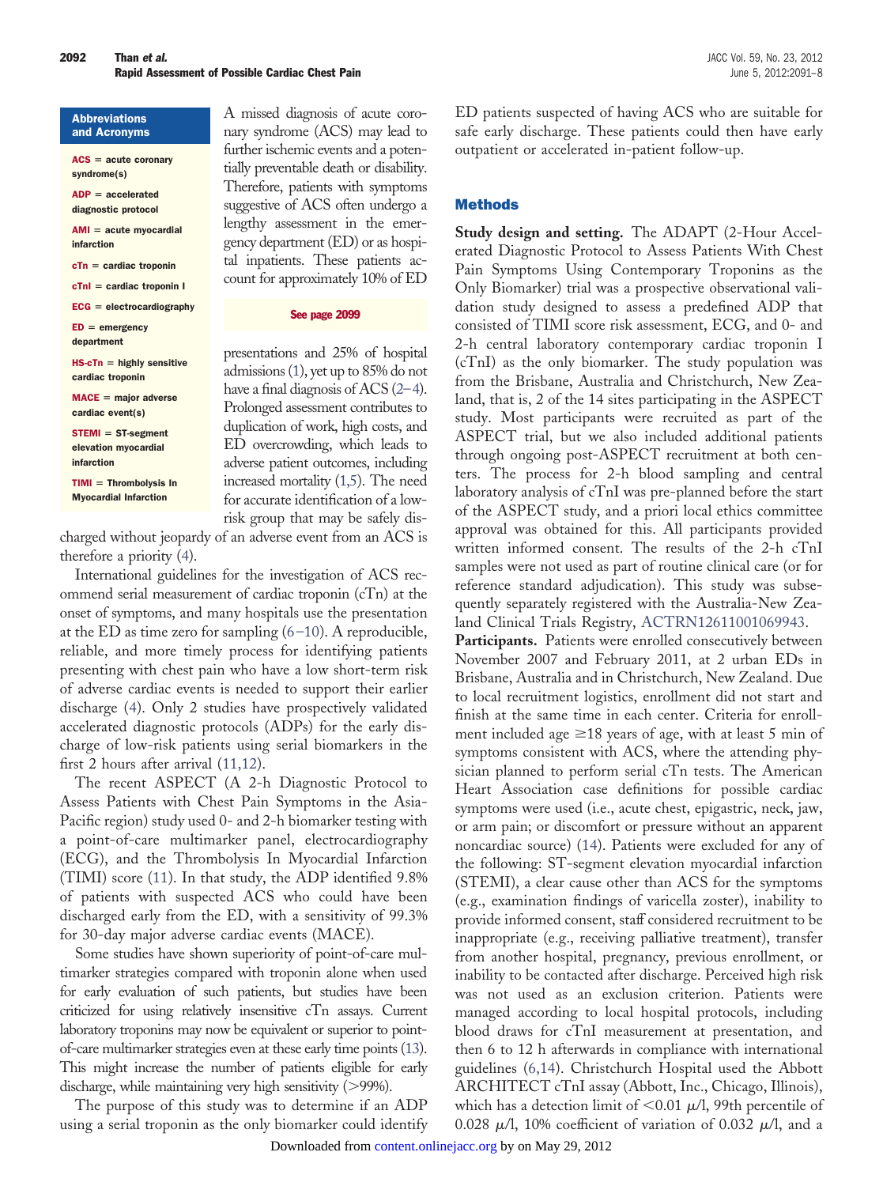**Abbreviations and Acronyms**

**ACS** = acute coronary syndrome(s)

**ADP** = accelerated diagnostic protocol

**AMI** = acute myocardial infarction

**cTn** = cardiac troponin

**cTnI** = cardiac troponin I

**ECG** = electrocardiography

**ED** = emergency department

**HS-cTn** = highly sensitive cardiac troponin

**MACE** = major adverse cardiac event(s)

**STEMI** = ST-segment elevation myocardial infarction

**TIMI** = Thrombolysis In Myocardial Infarction

A missed diagnosis of acute coronary syndrome (ACS) may lead to further ischemic events and a potentially preventable death or disability. Therefore, patients with symptoms suggestive of ACS often undergo a lengthy assessment in the emergency department (ED) or as hospital inpatients. These patients account for approximately 10% of ED presentations and 25% of hospital admissions (1), yet up to 85% do not have a final diagnosis of ACS (2–4). Prolonged assessment contributes to duplication of work, high costs, and ED overcrowding, which leads to adverse patient outcomes, including increased mortality (1,5). The need for accurate identification of a low-risk group that may be safely discharged without jeopardy of an adverse event from an ACS is therefore a priority (4).

See page 2099

International guidelines for the investigation of ACS recommend serial measurement of cardiac troponin (cTn) at the onset of symptoms, and many hospitals use the presentation at the ED as time zero for sampling (6–10). A reproducible, reliable, and more timely process for identifying patients presenting with chest pain who have a low short-term risk of adverse cardiac events is needed to support their earlier discharge (4). Only 2 studies have prospectively validated accelerated diagnostic protocols (ADPs) for the early discharge of low-risk patients using serial biomarkers in the first 2 hours after arrival (11,12).

The recent ASPECT (A 2-h Diagnostic Protocol to Assess Patients with Chest Pain Symptoms in the Asia-Pacific region) study used 0- and 2-h biomarker testing with a point-of-care multimarker panel, electrocardiography (ECG), and the Thrombolysis In Myocardial Infarction (TIMI) score (11). In that study, the ADP identified 9.8% of patients with suspected ACS who could have been discharged early from the ED, with a sensitivity of 99.3% for 30-day major adverse cardiac events (MACE).

Some studies have shown superiority of point-of-care multimarker strategies compared with troponin alone when used for early evaluation of such patients, but studies have been criticized for using relatively insensitive cTn assays. Current laboratory troponins may now be equivalent or superior to point-of-care multimarker strategies even at these early time points (13). This might increase the number of patients eligible for early discharge, while maintaining very high sensitivity (>99%).

The purpose of this study was to determine if an ADP using a serial troponin as the only biomarker could identify ED patients suspected of having ACS who are suitable for safe early discharge. These patients could then have early outpatient or accelerated in-patient follow-up.

## Methods

**Study design and setting.** The ADAPT (2-Hour Accelerated Diagnostic Protocol to Assess Patients With Chest Pain Symptoms Using Contemporary Troponins as the Only Biomarker) trial was a prospective observational validation study designed to assess a predefined ADP that consisted of TIMI score risk assessment, ECG, and 0- and 2-h central laboratory contemporary cardiac troponin I (cTnI) as the only biomarker. The study population was from the Brisbane, Australia and Christchurch, New Zealand, that is, 2 of the 14 sites participating in the ASPECT study. Most participants were recruited as part of the ASPECT trial, but we also included additional patients through ongoing post-ASPECT recruitment at both centers. The process for 2-h blood sampling and central laboratory analysis of cTnI was pre-planned before the start of the ASPECT study, and a priori local ethics committee approval was obtained for this. All participants provided written informed consent. The results of the 2-h cTnI samples were not used as part of routine clinical care (or for reference standard adjudication). This study was subsequently separately registered with the Australia-New Zealand Clinical Trials Registry, ACTRN12611001069943.

**Participants.** Patients were enrolled consecutively between November 2007 and February 2011, at 2 urban EDs in Brisbane, Australia and in Christchurch, New Zealand. Due to local recruitment logistics, enrollment did not start and finish at the same time in each center. Criteria for enrollment included age ≥18 years of age, with at least 5 min of symptoms consistent with ACS, where the attending physician planned to perform serial cTn tests. The American Heart Association case definitions for possible cardiac symptoms were used (i.e., acute chest, epigastric, neck, jaw, or arm pain; or discomfort or pressure without an apparent noncardiac source) (14). Patients were excluded for any of the following: ST-segment elevation myocardial infarction (STEMI), a clear cause other than ACS for the symptoms (e.g., examination findings of varicella zoster), inability to provide informed consent, staff considered recruitment to be inappropriate (e.g., receiving palliative treatment), transfer from another hospital, pregnancy, previous enrollment, or inability to be contacted after discharge. Perceived high risk was not used as an exclusion criterion. Patients were managed according to local hospital protocols, including blood draws for cTnI measurement at presentation, and then 6 to 12 h afterwards in compliance with international guidelines (6,14). Christchurch Hospital used the Abbott ARCHITECT cTnI assay (Abbott, Inc., Chicago, Illinois), which has a detection limit of <0.01 $\mu$/l, 99th percentile of 0.028 $\mu$/l, 10% coefficient of variation of 0.032 $\mu$/l, and a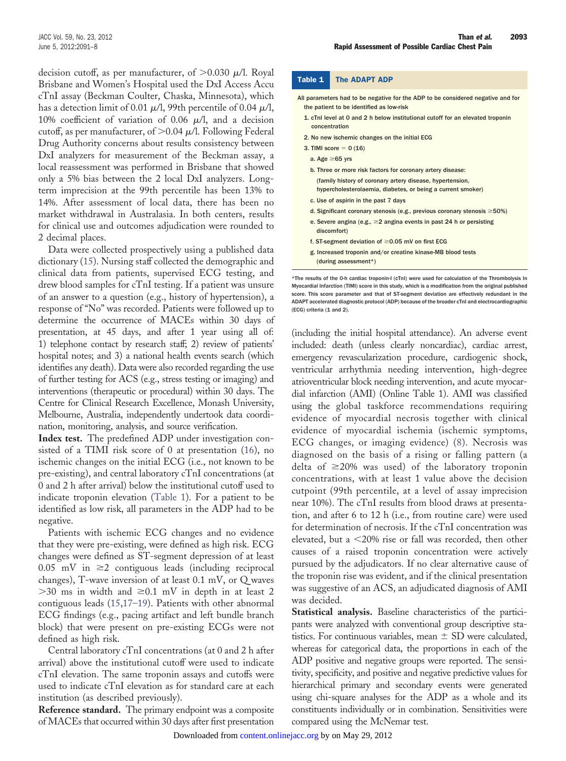decision cutoff, as per manufacturer, of >0.030 μ/l. Royal Brisbane and Women's Hospital used the DxI Access Accu cTnI assay (Beckman Coulter, Chaska, Minnesota), which has a detection limit of 0.01 μ/l, 99th percentile of 0.04 μ/l, 10% coefficient of variation of 0.06 μ/l, and a decision cutoff, as per manufacturer, of >0.04 μ/l. Following Federal Drug Authority concerns about results consistency between DxI analyzers for measurement of the Beckman assay, a local reassessment was performed in Brisbane that showed only a 5% bias between the 2 local DxI analyzers. Long-term imprecision at the 99th percentile has been 13% to 14%. After assessment of local data, there has been no market withdrawal in Australasia. In both centers, results for clinical use and outcomes adjudication were rounded to 2 decimal places.

Data were collected prospectively using a published data dictionary (15). Nursing staff collected the demographic and clinical data from patients, supervised ECG testing, and drew blood samples for cTnI testing. If a patient was unsure of an answer to a question (e.g., history of hypertension), a response of "No" was recorded. Patients were followed up to determine the occurrence of MACEs within 30 days of presentation, at 45 days, and after 1 year using all of: 1) telephone contact by research staff; 2) review of patients' hospital notes; and 3) a national health events search (which identifies any death). Data were also recorded regarding the use of further testing for ACS (e.g., stress testing or imaging) and interventions (therapeutic or procedural) within 30 days. The Centre for Clinical Research Excellence, Monash University, Melbourne, Australia, independently undertook data coordination, monitoring, analysis, and source verification.

**Index test.** The predefined ADP under investigation consisted of a TIMI risk score of 0 at presentation (16), no ischemic changes on the initial ECG (i.e., not known to be pre-existing), and central laboratory cTnI concentrations (at 0 and 2 h after arrival) below the institutional cutoff used to indicate troponin elevation (Table 1). For a patient to be identified as low risk, all parameters in the ADP had to be negative.

Patients with ischemic ECG changes and no evidence that they were pre-existing, were defined as high risk. ECG changes were defined as ST-segment depression of at least 0.05 mV in ≥2 contiguous leads (including reciprocal changes), T-wave inversion of at least 0.1 mV, or Q waves >30 ms in width and ≥0.1 mV in depth in at least 2 contiguous leads (15,17–19). Patients with other abnormal ECG findings (e.g., pacing artifact and left bundle branch block) that were present on pre-existing ECGs were not defined as high risk.

Central laboratory cTnI concentrations (at 0 and 2 h after arrival) above the institutional cutoff were used to indicate cTnI elevation. The same troponin assays and cutoffs were used to indicate cTnI elevation as for standard care at each institution (as described previously).

**Reference standard.** The primary endpoint was a composite of MACEs that occurred within 30 days after first presentation (including the initial hospital attendance). An adverse event included: death (unless clearly noncardiac), cardiac arrest, emergency revascularization procedure, cardiogenic shock, ventricular arrhythmia needing intervention, high-degree atrioventricular block needing intervention, and acute myocardial infarction (AMI) (Online Table 1). AMI was classified using the global taskforce recommendations requiring evidence of myocardial necrosis together with clinical evidence of myocardial ischemia (ischemic symptoms, ECG changes, or imaging evidence) (8). Necrosis was diagnosed on the basis of a rising or falling pattern (a delta of ≥20% was used) of the laboratory troponin concentrations, with at least 1 value above the decision cutpoint (99th percentile, at a level of assay imprecision near 10%). The cTnI results from blood draws at presentation, and after 6 to 12 h (i.e., from routine care) were used for determination of necrosis. If the cTnI concentration was elevated, but a <20% rise or fall was recorded, then other causes of a raised troponin concentration were actively pursued by the adjudicators. If no clear alternative cause of the troponin rise was evident, and if the clinical presentation was suggestive of an ACS, an adjudicated diagnosis of AMI was decided.

**Statistical analysis.** Baseline characteristics of the participants were analyzed with conventional group descriptive statistics. For continuous variables, mean ± SD were calculated, whereas for categorical data, the proportions in each of the ADP positive and negative groups were reported. The sensitivity, specificity, and positive and negative predictive values for hierarchical primary and secondary events were generated using chi-square analyses for the ADP as a whole and its constituents individually or in combination. Sensitivities were compared using the McNemar test.

**Table 1 The ADAPT ADP**

All parameters had to be negative for the ADP to be considered negative and for the patient to be identified as low-risk

1. cTnI level at 0 and 2 h below institutional cutoff for an elevated troponin concentration
2. No new ischemic changes on the initial ECG
3. TIMI score = 0 (16)
   - a. Age ≥65 yrs
   - b. Three or more risk factors for coronary artery disease: (family history of coronary artery disease, hypertension, hypercholesterolaemia, diabetes, or being a current smoker)
   - c. Use of aspirin in the past 7 days
   - d. Significant coronary stenosis (e.g., previous coronary stenosis ≥50%)
   - e. Severe angina (e.g., ≥2 angina events in past 24 h or persisting discomfort)
   - f. ST-segment deviation of ≥0.05 mV on first ECG
   - g. Increased troponin and/or creatine kinase-MB blood tests (during assessment*)

*The results of the 0-h cardiac troponin-I (cTnI) were used for calculation of the Thrombolysis In Myocardial Infarction (TIMI) score in this study, which is a modification from the original published score. This score parameter and that of ST-segment deviation are effectively redundant in the ADAPT accelerated diagnostic protocol (ADP) because of the broader cTnI and electrocardiographic (ECG) criteria (1 and 2).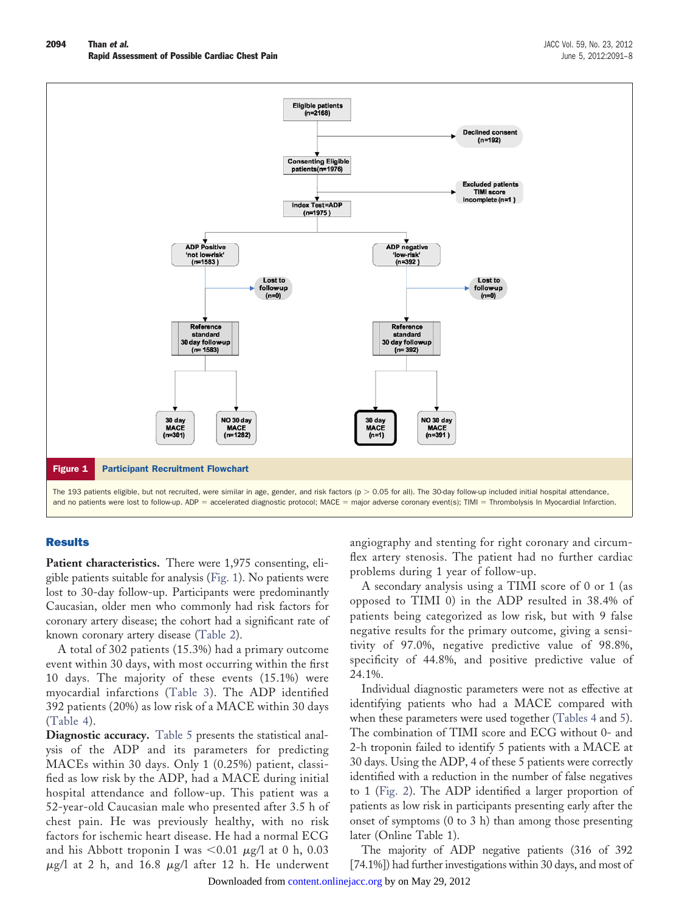**Figure 1 Participant Recruitment Flowchart**

The 193 patients eligible, but not recruited, were similar in age, gender, and risk factors ($p > 0.05$ for all). The 30-day follow-up included initial hospital attendance, and no patients were lost to follow-up. ADP = accelerated diagnostic protocol; MACE = major adverse coronary event(s); TIMI = Thrombolysis In Myocardial Infarction.

## Results

**Patient characteristics.** There were 1,975 consenting, eligible patients suitable for analysis (Fig. 1). No patients were lost to 30-day follow-up. Participants were predominantly Caucasian, older men who commonly had risk factors for coronary artery disease; the cohort had a significant rate of known coronary artery disease (Table 2).

A total of 302 patients (15.3%) had a primary outcome event within 30 days, with most occurring within the first 10 days. The majority of these events (15.1%) were myocardial infarctions (Table 3). The ADP identified 392 patients (20%) as low risk of a MACE within 30 days (Table 4).

**Diagnostic accuracy.** Table 5 presents the statistical analysis of the ADP and its parameters for predicting MACEs within 30 days. Only 1 (0.25%) patient, classified as low risk by the ADP, had a MACE during initial hospital attendance and follow-up. This patient was a 52-year-old Caucasian male who presented after 3.5 h of chest pain. He was previously healthy, with no risk factors for ischemic heart disease. He had a normal ECG and his Abbott troponin I was <0.01 $\mu$g/l at 0 h, 0.03 $\mu$g/l at 2 h, and 16.8 $\mu$g/l after 12 h. He underwent angiography and stenting for right coronary and circumflex artery stenosis. The patient had no further cardiac problems during 1 year of follow-up.

A secondary analysis using a TIMI score of 0 or 1 (as opposed to TIMI 0) in the ADP resulted in 38.4% of patients being categorized as low risk, but with 9 false negative results for the primary outcome, giving a sensitivity of 97.0%, negative predictive value of 98.8%, specificity of 44.8%, and positive predictive value of 24.1%.

Individual diagnostic parameters were not as effective at identifying patients who had a MACE compared with when these parameters were used together (Tables 4 and 5). The combination of TIMI score and ECG without 0- and 2-h troponin failed to identify 5 patients with a MACE at 30 days. Using the ADP, 4 of these 5 patients were correctly identified with a reduction in the number of false negatives to 1 (Fig. 2). The ADP identified a larger proportion of patients as low risk in participants presenting early after the onset of symptoms (0 to 3 h) than among those presenting later (Online Table 1).

The majority of ADP negative patients (316 of 392 [74.1%]) had further investigations within 30 days, and most of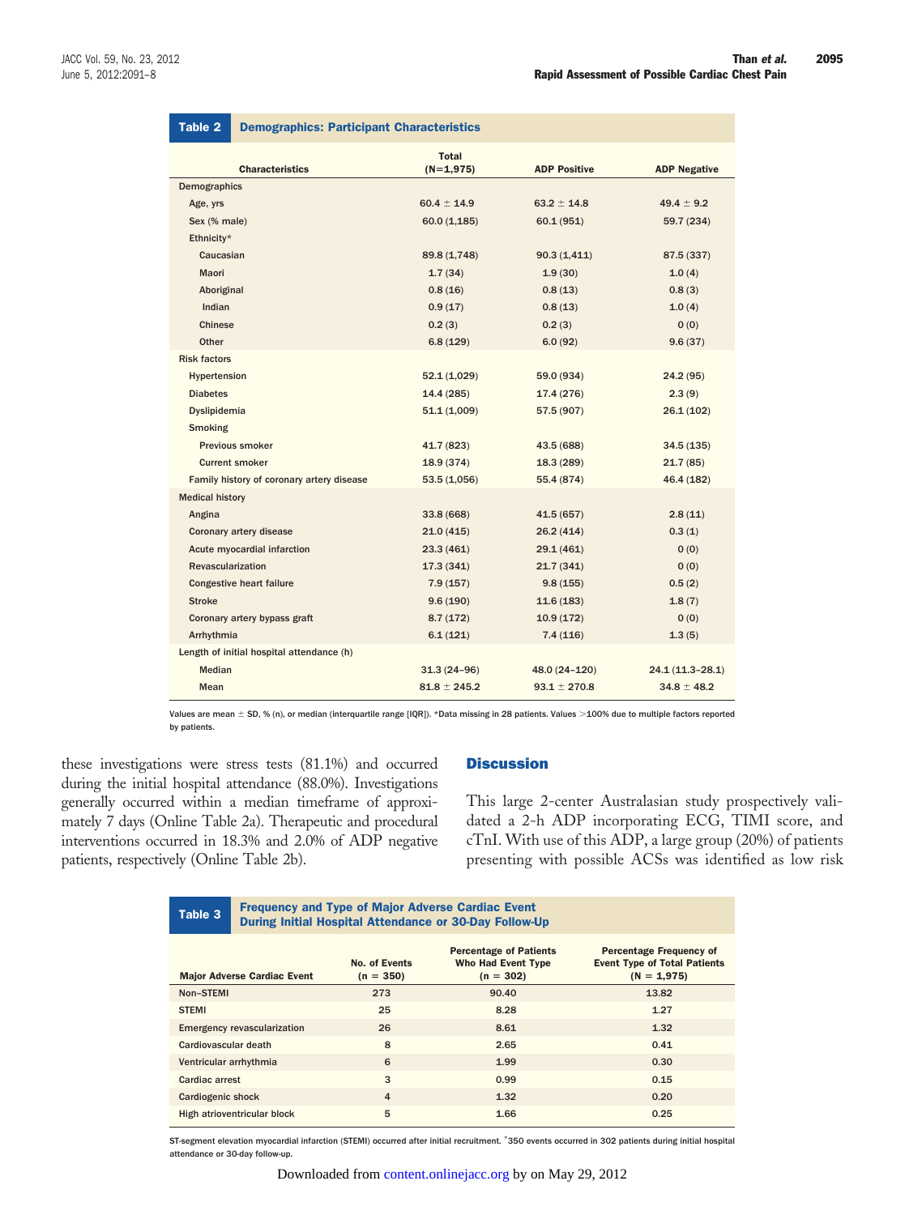**Table 2 Demographics: Participant Characteristics**

| Characteristics | Total (N=1,975) | ADP Positive | ADP Negative |
|---|---|---|---|
| Demographics | | | |
| Age, yrs | 60.4 ± 14.9 | 63.2 ± 14.8 | 49.4 ± 9.2 |
| Sex (% male) | 60.0 (1,185) | 60.1 (951) | 59.7 (234) |
| Ethnicity* | | | |
| Caucasian | 89.8 (1,748) | 90.3 (1,411) | 87.5 (337) |
| Maori | 1.7 (34) | 1.9 (30) | 1.0 (4) |
| Aboriginal | 0.8 (16) | 0.8 (13) | 0.8 (3) |
| Indian | 0.9 (17) | 0.8 (13) | 1.0 (4) |
| Chinese | 0.2 (3) | 0.2 (3) | 0 (0) |
| Other | 6.8 (129) | 6.0 (92) | 9.6 (37) |
| Risk factors | | | |
| Hypertension | 52.1 (1,029) | 59.0 (934) | 24.2 (95) |
| Diabetes | 14.4 (285) | 17.4 (276) | 2.3 (9) |
| Dyslipidemia | 51.1 (1,009) | 57.5 (907) | 26.1 (102) |
| Smoking | | | |
| Previous smoker | 41.7 (823) | 43.5 (688) | 34.5 (135) |
| Current smoker | 18.9 (374) | 18.3 (289) | 21.7 (85) |
| Family history of coronary artery disease | 53.5 (1,056) | 55.4 (874) | 46.4 (182) |
| Medical history | | | |
| Angina | 33.8 (668) | 41.5 (657) | 2.8 (11) |
| Coronary artery disease | 21.0 (415) | 26.2 (414) | 0.3 (1) |
| Acute myocardial infarction | 23.3 (461) | 29.1 (461) | 0 (0) |
| Revascularization | 17.3 (341) | 21.7 (341) | 0 (0) |
| Congestive heart failure | 7.9 (157) | 9.8 (155) | 0.5 (2) |
| Stroke | 9.6 (190) | 11.6 (183) | 1.8 (7) |
| Coronary artery bypass graft | 8.7 (172) | 10.9 (172) | 0 (0) |
| Arrhythmia | 6.1 (121) | 7.4 (116) | 1.3 (5) |
| Length of initial hospital attendance (h) | | | |
| Median | 31.3 (24–96) | 48.0 (24–120) | 24.1 (11.3–28.1) |
| Mean | 81.8 ± 245.2 | 93.1 ± 270.8 | 34.8 ± 48.2 |

Values are mean ± SD, % (n), or median (interquartile range [IQR]). *Data missing in 28 patients. Values >100% due to multiple factors reported by patients.

these investigations were stress tests (81.1%) and occurred during the initial hospital attendance (88.0%). Investigations generally occurred within a median timeframe of approximately 7 days (Online Table 2a). Therapeutic and procedural interventions occurred in 18.3% and 2.0% of ADP negative patients, respectively (Online Table 2b).

## Discussion

This large 2-center Australasian study prospectively validated a 2-h ADP incorporating ECG, TIMI score, and cTnI. With use of this ADP, a large group (20%) of patients presenting with possible ACSs was identified as low risk

**Table 3 Frequency and Type of Major Adverse Cardiac Event During Initial Hospital Attendance or 30-Day Follow-Up**

| Major Adverse Cardiac Event | No. of Events (n = 350) | Percentage of Patients Who Had Event Type (n = 302) | Percentage Frequency of Event Type of Total Patients (N = 1,975) |
|---|---|---|---|
| Non–STEMI | 273 | 90.40 | 13.82 |
| STEMI | 25 | 8.28 | 1.27 |
| Emergency revascularization | 26 | 8.61 | 1.32 |
| Cardiovascular death | 8 | 2.65 | 0.41 |
| Ventricular arrhythmia | 6 | 1.99 | 0.30 |
| Cardiac arrest | 3 | 0.99 | 0.15 |
| Cardiogenic shock | 4 | 1.32 | 0.20 |
| High atrioventricular block | 5 | 1.66 | 0.25 |

ST-segment elevation myocardial infarction (STEMI) occurred after initial recruitment. *350 events occurred in 302 patients during initial hospital attendance or 30-day follow-up.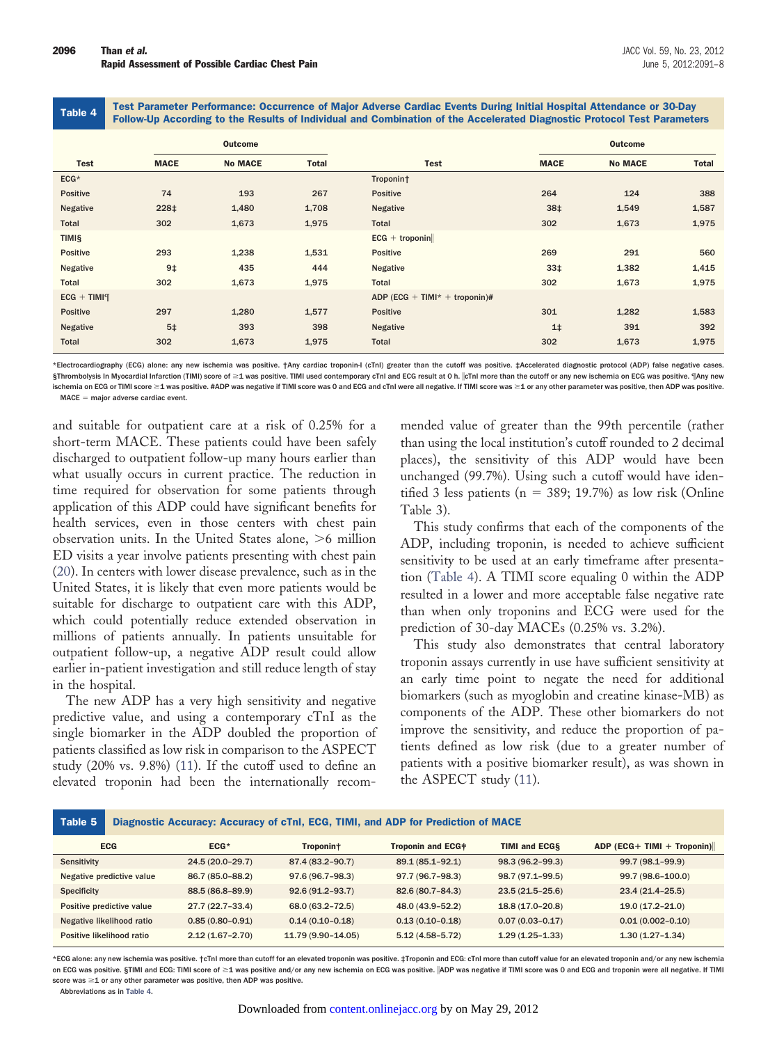**Table 4** Test Parameter Performance: Occurrence of Major Adverse Cardiac Events During Initial Hospital Attendance or 30-Day Follow-Up According to the Results of Individual and Combination of the Accelerated Diagnostic Protocol Test Parameters

| Test | Outcome | | | Test | Outcome | | |
|---|---|---|---|---|---|---|---|
| | MACE | No MACE | Total | | MACE | No MACE | Total |
| ECG* | | | | Troponin† | | | |
| Positive | 74 | 193 | 267 | Positive | 264 | 124 | 388 |
| Negative | 228‡ | 1,480 | 1,708 | Negative | 38‡ | 1,549 | 1,587 |
| Total | 302 | 1,673 | 1,975 | Total | 302 | 1,673 | 1,975 |
| TIMI§ | | | | ECG + troponin‖ | | | |
| Positive | 293 | 1,238 | 1,531 | Positive | 269 | 291 | 560 |
| Negative | 9‡ | 435 | 444 | Negative | 33‡ | 1,382 | 1,415 |
| Total | 302 | 1,673 | 1,975 | Total | 302 | 1,673 | 1,975 |
| ECG + TIMI¶ | | | | ADP (ECG + TIMI* + troponin)# | | | |
| Positive | 297 | 1,280 | 1,577 | Positive | 301 | 1,282 | 1,583 |
| Negative | 5‡ | 393 | 398 | Negative | 1‡ | 391 | 392 |
| Total | 302 | 1,673 | 1,975 | Total | 302 | 1,673 | 1,975 |

*Electrocardiography (ECG) alone: any new ischemia was positive. †Any cardiac troponin-I (cTnI) greater than the cutoff was positive. ‡Accelerated diagnostic protocol (ADP) false negative cases. §Thrombolysis In Myocardial Infarction (TIMI) score of ≥1 was positive. TIMI used contemporary cTnI and ECG result at 0 h. ‖cTnI more than the cutoff or any new ischemia on ECG was positive. ¶Any new ischemia on ECG or TIMI score ≥1 was positive. #ADP was negative if TIMI score was 0 and ECG and cTnI were all negative. If TIMI score was ≥1 or any other parameter was positive, then ADP was positive. MACE = major adverse cardiac event.

and suitable for outpatient care at a risk of 0.25% for a short-term MACE. These patients could have been safely discharged to outpatient follow-up many hours earlier than what usually occurs in current practice. The reduction in time required for observation for some patients through application of this ADP could have significant benefits for health services, even in those centers with chest pain observation units. In the United States alone, >6 million ED visits a year involve patients presenting with chest pain (20). In centers with lower disease prevalence, such as in the United States, it is likely that even more patients would be suitable for discharge to outpatient care with this ADP, which could potentially reduce extended observation in millions of patients annually. In patients unsuitable for outpatient follow-up, a negative ADP result could allow earlier in-patient investigation and still reduce length of stay in the hospital.

The new ADP has a very high sensitivity and negative predictive value, and using a contemporary cTnI as the single biomarker in the ADP doubled the proportion of patients classified as low risk in comparison to the ASPECT study (20% vs. 9.8%) (11). If the cutoff used to define an elevated troponin had been the internationally recommended value of greater than the 99th percentile (rather than using the local institution's cutoff rounded to 2 decimal places), the sensitivity of this ADP would have been unchanged (99.7%). Using such a cutoff would have identified 3 less patients (n = 389; 19.7%) as low risk (Online Table 3).

This study confirms that each of the components of the ADP, including troponin, is needed to achieve sufficient sensitivity to be used at an early timeframe after presentation (Table 4). A TIMI score equaling 0 within the ADP resulted in a lower and more acceptable false negative rate than when only troponins and ECG were used for the prediction of 30-day MACEs (0.25% vs. 3.2%).

This study also demonstrates that central laboratory troponin assays currently in use have sufficient sensitivity at an early time point to negate the need for additional biomarkers (such as myoglobin and creatine kinase-MB) as components of the ADP. These other biomarkers do not improve the sensitivity, and reduce the proportion of patients defined as low risk (due to a greater number of patients with a positive biomarker result), as was shown in the ASPECT study (11).

**Table 5** Diagnostic Accuracy: Accuracy of cTnI, ECG, TIMI, and ADP for Prediction of MACE

| ECG | ECG* | Troponin† | Troponin and ECG‡ | TIMI and ECG§ | ADP (ECG+ TIMI + Troponin)‖ |
|---|---|---|---|---|---|
| Sensitivity | 24.5 (20.0–29.7) | 87.4 (83.2–90.7) | 89.1 (85.1–92.1) | 98.3 (96.2–99.3) | 99.7 (98.1–99.9) |
| Negative predictive value | 86.7 (85.0–88.2) | 97.6 (96.7–98.3) | 97.7 (96.7–98.3) | 98.7 (97.1–99.5) | 99.7 (98.6–100.0) |
| Specificity | 88.5 (86.8–89.9) | 92.6 (91.2–93.7) | 82.6 (80.7–84.3) | 23.5 (21.5–25.6) | 23.4 (21.4–25.5) |
| Positive predictive value | 27.7 (22.7–33.4) | 68.0 (63.2–72.5) | 48.0 (43.9–52.2) | 18.8 (17.0–20.8) | 19.0 (17.2–21.0) |
| Negative likelihood ratio | 0.85 (0.80–0.91) | 0.14 (0.10–0.18) | 0.13 (0.10–0.18) | 0.07 (0.03–0.17) | 0.01 (0.002–0.10) |
| Positive likelihood ratio | 2.12 (1.67–2.70) | 11.79 (9.90–14.05) | 5.12 (4.58–5.72) | 1.29 (1.25–1.33) | 1.30 (1.27–1.34) |

*ECG alone: any new ischemia was positive. †cTnI more than cutoff for an elevated troponin was positive. ‡Troponin and ECG: cTnI more than cutoff value for an elevated troponin and/or any new ischemia on ECG was positive. §TIMI and ECG: TIMI score of ≥1 was positive and/or any new ischemia on ECG was positive. ‖ADP was negative if TIMI score was 0 and ECG and troponin were all negative. If TIMI score was ≥1 or any other parameter was positive, then ADP was positive.

Abbreviations as in Table 4.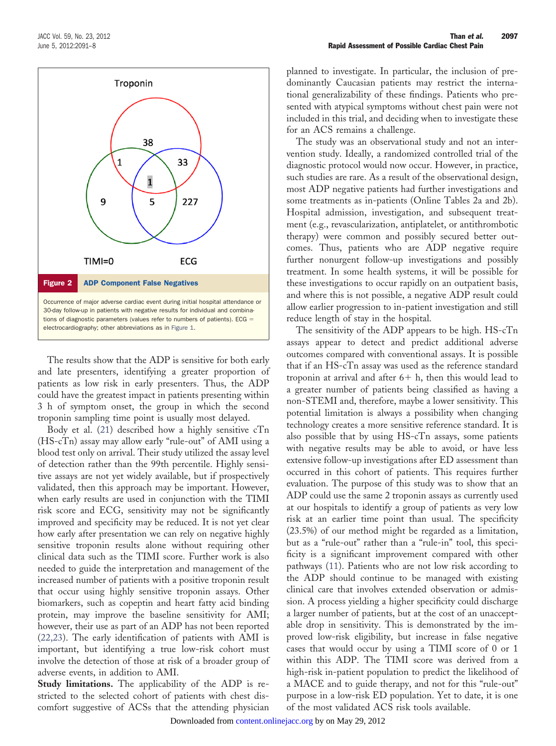**Figure 2 ADP Component False Negatives**

Occurrence of major adverse cardiac event during initial hospital attendance or 30-day follow-up in patients with negative results for individual and combinations of diagnostic parameters (values refer to numbers of patients). ECG = electrocardiography; other abbreviations as in Figure 1.

The results show that the ADP is sensitive for both early and late presenters, identifying a greater proportion of patients as low risk in early presenters. Thus, the ADP could have the greatest impact in patients presenting within 3 h of symptom onset, the group in which the second troponin sampling time point is usually most delayed.

Body et al. (21) described how a highly sensitive cTn (HS-cTn) assay may allow early "rule-out" of AMI using a blood test only on arrival. Their study utilized the assay level of detection rather than the 99th percentile. Highly sensitive assays are not yet widely available, but if prospectively validated, then this approach may be important. However, when early results are used in conjunction with the TIMI risk score and ECG, sensitivity may not be significantly improved and specificity may be reduced. It is not yet clear how early after presentation we can rely on negative highly sensitive troponin results alone without requiring other clinical data such as the TIMI score. Further work is also needed to guide the interpretation and management of the increased number of patients with a positive troponin result that occur using highly sensitive troponin assays. Other biomarkers, such as copeptin and heart fatty acid binding protein, may improve the baseline sensitivity for AMI; however, their use as part of an ADP has not been reported (22,23). The early identification of patients with AMI is important, but identifying a true low-risk cohort must involve the detection of those at risk of a broader group of adverse events, in addition to AMI.

**Study limitations.** The applicability of the ADP is restricted to the selected cohort of patients with chest discomfort suggestive of ACSs that the attending physician planned to investigate. In particular, the inclusion of predominantly Caucasian patients may restrict the international generalizability of these findings. Patients who presented with atypical symptoms without chest pain were not included in this trial, and deciding when to investigate these for an ACS remains a challenge.

The study was an observational study and not an intervention study. Ideally, a randomized controlled trial of the diagnostic protocol would now occur. However, in practice, such studies are rare. As a result of the observational design, most ADP negative patients had further investigations and some treatments as in-patients (Online Tables 2a and 2b). Hospital admission, investigation, and subsequent treatment (e.g., revascularization, antiplatelet, or antithrombotic therapy) were common and possibly secured better outcomes. Thus, patients who are ADP negative require further nonurgent follow-up investigations and possibly treatment. In some health systems, it will be possible for these investigations to occur rapidly on an outpatient basis, and where this is not possible, a negative ADP result could allow earlier progression to in-patient investigation and still reduce length of stay in the hospital.

The sensitivity of the ADP appears to be high. HS-cTn assays appear to detect and predict additional adverse outcomes compared with conventional assays. It is possible that if an HS-cTn assay was used as the reference standard troponin at arrival and after 6+ h, then this would lead to a greater number of patients being classified as having a non-STEMI and, therefore, maybe a lower sensitivity. This potential limitation is always a possibility when changing technology creates a more sensitive reference standard. It is also possible that by using HS-cTn assays, some patients with negative results may be able to avoid, or have less extensive follow-up investigations after ED assessment than occurred in this cohort of patients. This requires further evaluation. The purpose of this study was to show that an ADP could use the same 2 troponin assays as currently used at our hospitals to identify a group of patients as very low risk at an earlier time point than usual. The specificity (23.5%) of our method might be regarded as a limitation, but as a "rule-out" rather than a "rule-in" tool, this specificity is a significant improvement compared with other pathways (11). Patients who are not low risk according to the ADP should continue to be managed with existing clinical care that involves extended observation or admission. A process yielding a higher specificity could discharge a larger number of patients, but at the cost of an unacceptable drop in sensitivity. This is demonstrated by the improved low-risk eligibility, but increase in false negative cases that would occur by using a TIMI score of 0 or 1 within this ADP. The TIMI score was derived from a high-risk in-patient population to predict the likelihood of a MACE and to guide therapy, and not for this "rule-out" purpose in a low-risk ED population. Yet to date, it is one of the most validated ACS risk tools available.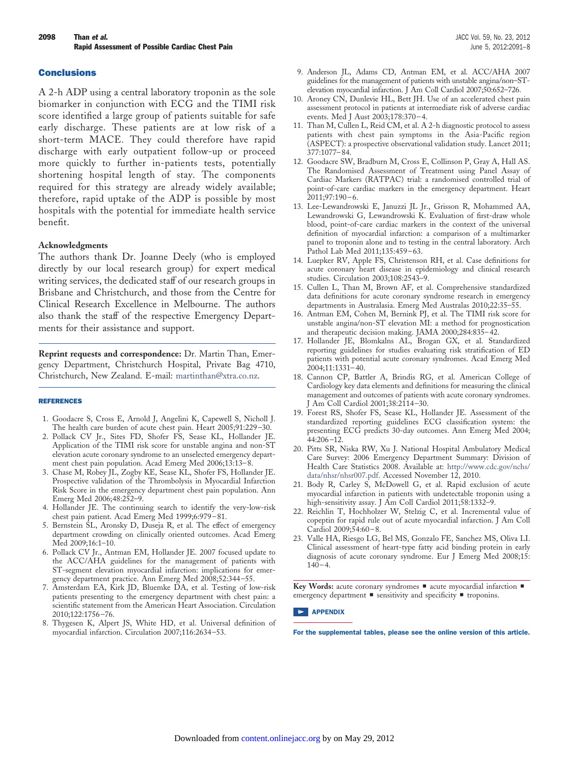## Conclusions

A 2-h ADP using a central laboratory troponin as the sole biomarker in conjunction with ECG and the TIMI risk score identified a large group of patients suitable for safe early discharge. These patients are at low risk of a short-term MACE. They could therefore have rapid discharge with early outpatient follow-up or proceed more quickly to further in-patients tests, potentially shortening hospital length of stay. The components required for this strategy are already widely available; therefore, rapid uptake of the ADP is possible by most hospitals with the potential for immediate health service benefit.

### Acknowledgments

The authors thank Dr. Joanne Deely (who is employed directly by our local research group) for expert medical writing services, the dedicated staff of our research groups in Brisbane and Christchurch, and those from the Centre for Clinical Research Excellence in Melbourne. The authors also thank the staff of the respective Emergency Departments for their assistance and support.

**Reprint requests and correspondence:** Dr. Martin Than, Emergency Department, Christchurch Hospital, Private Bag 4710, Christchurch, New Zealand. E-mail: martinthan@xtra.co.nz.

## REFERENCES

1. Goodacre S, Cross E, Arnold J, Angelini K, Capewell S, Nicholl J. The health care burden of acute chest pain. Heart 2005;91:229–30.
2. Pollack CV Jr., Sites FD, Shofer FS, Sease KL, Hollander JE. Application of the TIMI risk score for unstable angina and non-ST elevation acute coronary syndrome to an unselected emergency department chest pain population. Acad Emerg Med 2006;13:13–8.
3. Chase M, Robey JL, Zogby KE, Sease KL, Shofer FS, Hollander JE. Prospective validation of the Thrombolysis in Myocardial Infarction Risk Score in the emergency department chest pain population. Ann Emerg Med 2006;48:252–9.
4. Hollander JE. The continuing search to identify the very-low-risk chest pain patient. Acad Emerg Med 1999;6:979–81.
5. Bernstein SL, Aronsky D, Duseja R, et al. The effect of emergency department crowding on clinically oriented outcomes. Acad Emerg Med 2009;16:1–10.
6. Pollack CV Jr., Antman EM, Hollander JE. 2007 focused update to the ACC/AHA guidelines for the management of patients with ST-segment elevation myocardial infarction: implications for emergency department practice. Ann Emerg Med 2008;52:344–55.
7. Amsterdam EA, Kirk JD, Bluemke DA, et al. Testing of low-risk patients presenting to the emergency department with chest pain: a scientific statement from the American Heart Association. Circulation 2010;122:1756–76.
8. Thygesen K, Alpert JS, White HD, et al. Universal definition of myocardial infarction. Circulation 2007;116:2634–53.
9. Anderson JL, Adams CD, Antman EM, et al. ACC/AHA 2007 guidelines for the management of patients with unstable angina/non–ST-elevation myocardial infarction. J Am Coll Cardiol 2007;50:652–726.
10. Aroney CN, Dunlevie HL, Bett JH. Use of an accelerated chest pain assessment protocol in patients at intermediate risk of adverse cardiac events. Med J Aust 2003;178:370–4.
11. Than M, Cullen L, Reid CM, et al. A 2-h diagnostic protocol to assess patients with chest pain symptoms in the Asia-Pacific region (ASPECT): a prospective observational validation study. Lancet 2011; 377:1077–84.
12. Goodacre SW, Bradburn M, Cross E, Collinson P, Gray A, Hall AS. The Randomised Assessment of Treatment using Panel Assay of Cardiac Markers (RATPAC) trial: a randomised controlled trial of point-of-care cardiac markers in the emergency department. Heart 2011;97:190–6.
13. Lee-Lewandrowski E, Januzzi JL Jr., Grisson R, Mohammed AA, Lewandrowski G, Lewandrowski K. Evaluation of first-draw whole blood, point-of-care cardiac markers in the context of the universal definition of myocardial infarction: a comparison of a multimarker panel to troponin alone and to testing in the central laboratory. Arch Pathol Lab Med 2011;135:459–63.
14. Luepker RV, Apple FS, Christenson RH, et al. Case definitions for acute coronary heart disease in epidemiology and clinical research studies. Circulation 2003;108:2543–9.
15. Cullen L, Than M, Brown AF, et al. Comprehensive standardized data definitions for acute coronary syndrome research in emergency departments in Australasia. Emerg Med Australas 2010;22:35–55.
16. Antman EM, Cohen M, Bernink PJ, et al. The TIMI risk score for unstable angina/non-ST elevation MI: a method for prognostication and therapeutic decision making. JAMA 2000;284:835–42.
17. Hollander JE, Blomkalns AL, Brogan GX, et al. Standardized reporting guidelines for studies evaluating risk stratification of ED patients with potential acute coronary syndromes. Acad Emerg Med 2004;11:1331–40.
18. Cannon CP, Battler A, Brindis RG, et al. American College of Cardiology key data elements and definitions for measuring the clinical management and outcomes of patients with acute coronary syndromes. J Am Coll Cardiol 2001;38:2114–30.
19. Forest RS, Shofer FS, Sease KL, Hollander JE. Assessment of the standardized reporting guidelines ECG classification system: the presenting ECG predicts 30-day outcomes. Ann Emerg Med 2004; 44:206–12.
20. Pitts SR, Niska RW, Xu J. National Hospital Ambulatory Medical Care Survey: 2006 Emergency Department Summary: Division of Health Care Statistics 2008. Available at: http://www.cdc.gov/nchs/data/nhsr/nhsr007.pdf. Accessed November 12, 2010.
21. Body R, Carley S, McDowell G, et al. Rapid exclusion of acute myocardial infarction in patients with undetectable troponin using a high-sensitivity assay. J Am Coll Cardiol 2011;58:1332–9.
22. Reichlin T, Hochholzer W, Stelzig C, et al. Incremental value of copeptin for rapid rule out of acute myocardial infarction. J Am Coll Cardiol 2009;54:60–8.
23. Valle HA, Riesgo LG, Bel MS, Gonzalo FE, Sanchez MS, Oliva LI. Clinical assessment of heart-type fatty acid binding protein in early diagnosis of acute coronary syndrome. Eur J Emerg Med 2008;15: 140–4.

**Key Words:** acute coronary syndromes ▪ acute myocardial infarction ▪ emergency department ▪ sensitivity and specificity ▪ troponins.

## APPENDIX

**For the supplemental tables, please see the online version of this article.**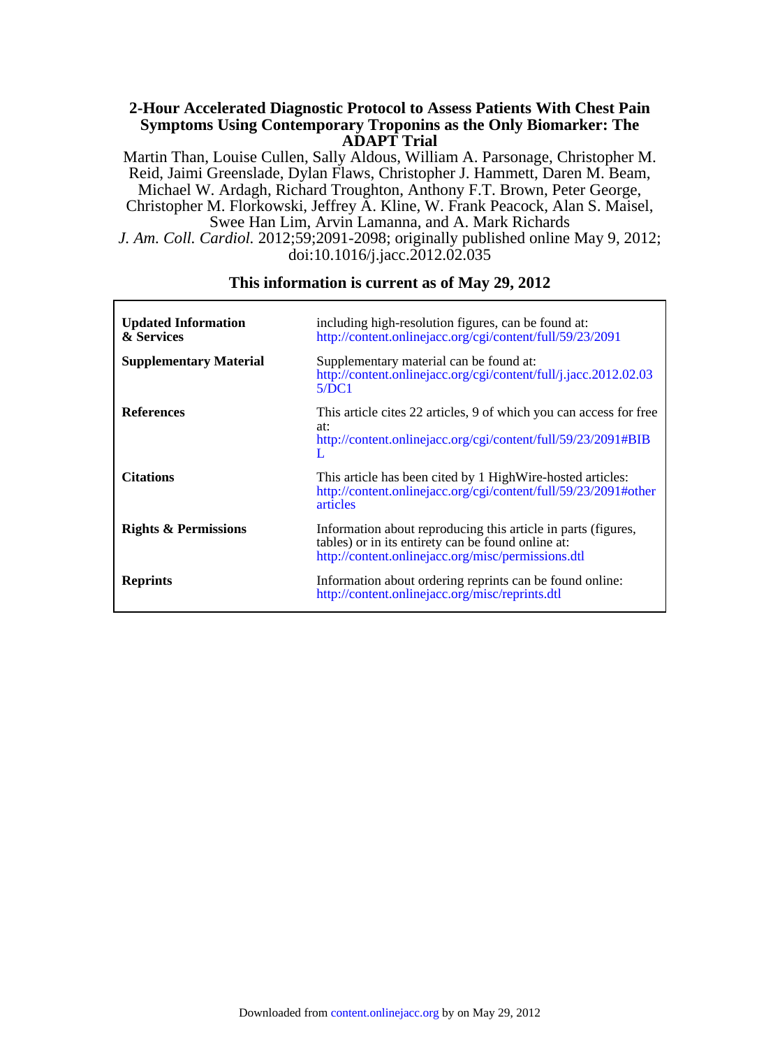**2-Hour Accelerated Diagnostic Protocol to Assess Patients With Chest Pain Symptoms Using Contemporary Troponins as the Only Biomarker: The ADAPT Trial**

Martin Than, Louise Cullen, Sally Aldous, William A. Parsonage, Christopher M. Reid, Jaimi Greenslade, Dylan Flaws, Christopher J. Hammett, Daren M. Beam, Michael W. Ardagh, Richard Troughton, Anthony F.T. Brown, Peter George, Christopher M. Florkowski, Jeffrey A. Kline, W. Frank Peacock, Alan S. Maisel, Swee Han Lim, Arvin Lamanna, and A. Mark Richards

*J. Am. Coll. Cardiol.* 2012;59;2091-2098; originally published online May 9, 2012; doi:10.1016/j.jacc.2012.02.035

**This information is current as of May 29, 2012**

| | |
|---|---|
| **Updated Information & Services** | including high-resolution figures, can be found at: http://content.onlinejacc.org/cgi/content/full/59/23/2091 |
| **Supplementary Material** | Supplementary material can be found at: http://content.onlinejacc.org/cgi/content/full/j.jacc.2012.02.035/DC1 |
| **References** | This article cites 22 articles, 9 of which you can access for free at: http://content.onlinejacc.org/cgi/content/full/59/23/2091#BIBL |
| **Citations** | This article has been cited by 1 HighWire-hosted articles: http://content.onlinejacc.org/cgi/content/full/59/23/2091#otherarticles |
| **Rights & Permissions** | Information about reproducing this article in parts (figures, tables) or in its entirety can be found online at: http://content.onlinejacc.org/misc/permissions.dtl |
| **Reprints** | Information about ordering reprints can be found online: http://content.onlinejacc.org/misc/reprints.dtl |

Downloaded from content.onlinejacc.org by on May 29, 2012